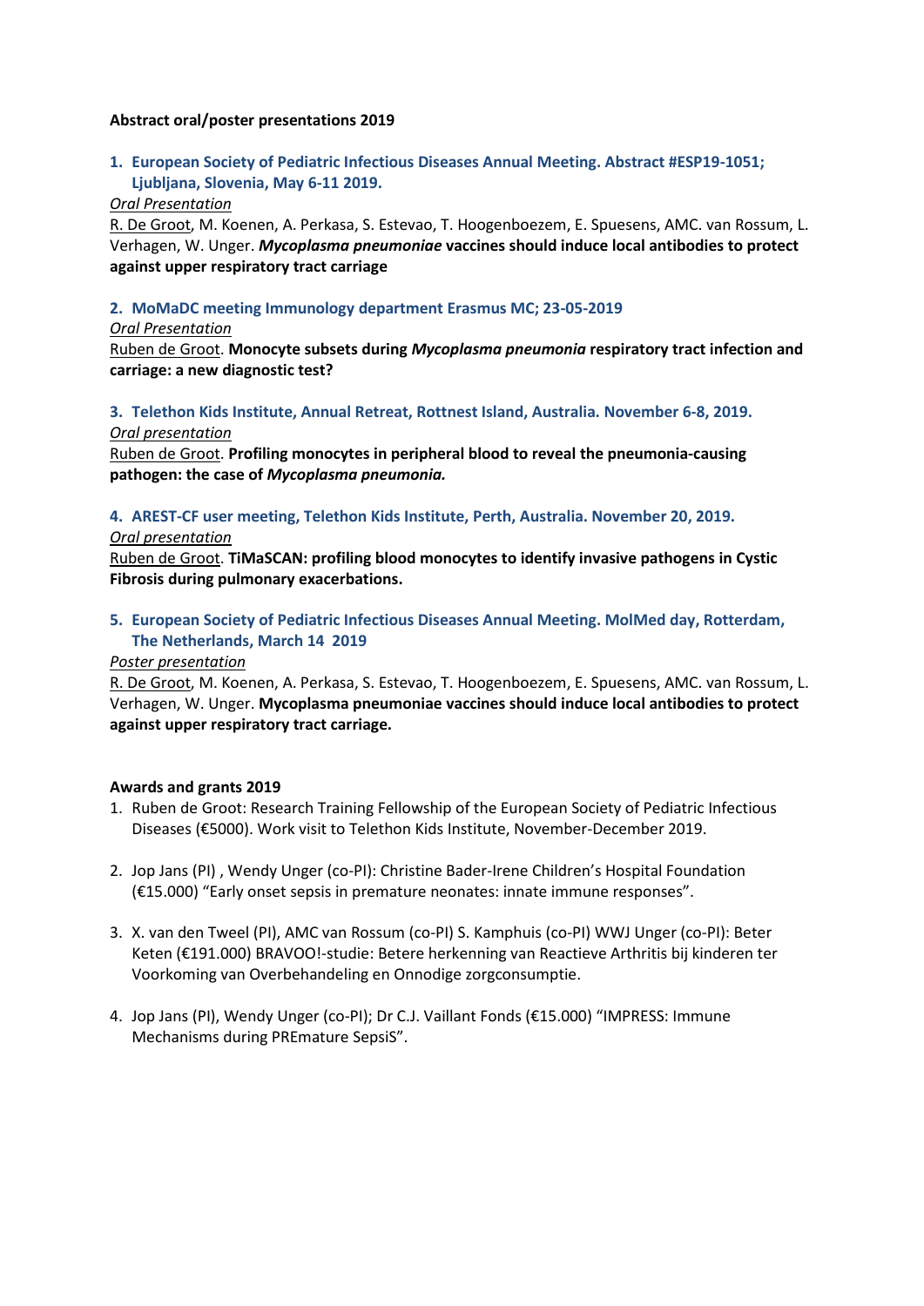**Abstract oral/poster presentations 2019**

1. **European Society of Pediatric Infectious Diseases Annual Meeting. Abstract #ESP19-1051; Ljubljana, Slovenia, May 6-11 2019.**

   *Oral Presentation*

   R. De Groot, M. Koenen, A. Perkasa, S. Estevao, T. Hoogenboezem, E. Spuesens, AMC. van Rossum, L. Verhagen, W. Unger. ***Mycoplasma pneumoniae* vaccines should induce local antibodies to protect against upper respiratory tract carriage**

2. **MoMaDC meeting Immunology department Erasmus MC; 23-05-2019**

   *Oral Presentation*

   Ruben de Groot. **Monocyte subsets during *Mycoplasma pneumonia* respiratory tract infection and carriage: a new diagnostic test?**

3. **Telethon Kids Institute, Annual Retreat, Rottnest Island, Australia. November 6-8, 2019.**

   *Oral presentation*

   Ruben de Groot. **Profiling monocytes in peripheral blood to reveal the pneumonia-causing pathogen: the case of *Mycoplasma pneumonia.***

4. **AREST-CF user meeting, Telethon Kids Institute, Perth, Australia. November 20, 2019.**

   *Oral presentation*

   Ruben de Groot. **TiMaSCAN: profiling blood monocytes to identify invasive pathogens in Cystic Fibrosis during pulmonary exacerbations.**

5. **European Society of Pediatric Infectious Diseases Annual Meeting. MolMed day, Rotterdam, The Netherlands, March 14 2019**

   *Poster presentation*

   R. De Groot, M. Koenen, A. Perkasa, S. Estevao, T. Hoogenboezem, E. Spuesens, AMC. van Rossum, L. Verhagen, W. Unger. **Mycoplasma pneumoniae vaccines should induce local antibodies to protect against upper respiratory tract carriage.**

**Awards and grants 2019**

1. Ruben de Groot: Research Training Fellowship of the European Society of Pediatric Infectious Diseases (€5000). Work visit to Telethon Kids Institute, November-December 2019.

2. Jop Jans (PI) , Wendy Unger (co-PI): Christine Bader-Irene Children's Hospital Foundation (€15.000) "Early onset sepsis in premature neonates: innate immune responses".

3. X. van den Tweel (PI), AMC van Rossum (co-PI) S. Kamphuis (co-PI) WWJ Unger (co-PI): Beter Keten (€191.000) BRAVOO!-studie: Betere herkenning van Reactieve Arthritis bij kinderen ter Voorkoming van Overbehandeling en Onnodige zorgconsumptie.

4. Jop Jans (PI), Wendy Unger (co-PI); Dr C.J. Vaillant Fonds (€15.000) "IMPRESS: Immune Mechanisms during PREmature SepsiS".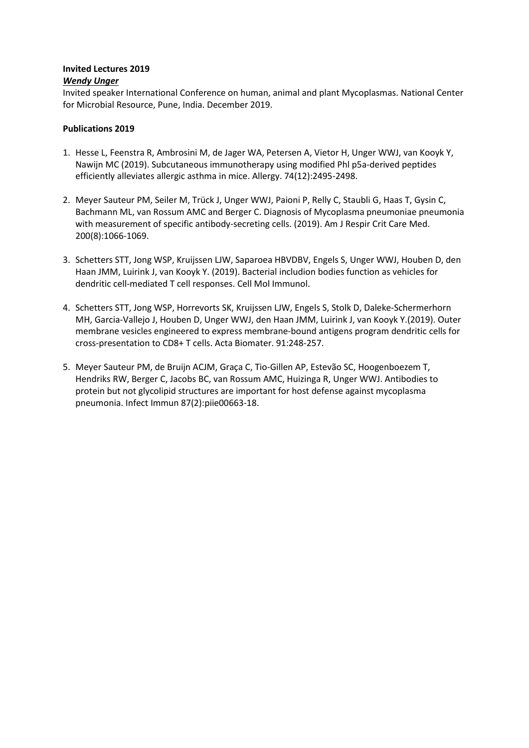**Invited Lectures 2019**

***Wendy Unger***

Invited speaker International Conference on human, animal and plant Mycoplasmas. National Center for Microbial Resource, Pune, India. December 2019.

**Publications 2019**

1. Hesse L, Feenstra R, Ambrosini M, de Jager WA, Petersen A, Vietor H, Unger WWJ, van Kooyk Y, Nawijn MC (2019). Subcutaneous immunotherapy using modified Phl p5a-derived peptides efficiently alleviates allergic asthma in mice. Allergy. 74(12):2495-2498.

2. Meyer Sauteur PM, Seiler M, Trück J, Unger WWJ, Paioni P, Relly C, Staubli G, Haas T, Gysin C, Bachmann ML, van Rossum AMC and Berger C. Diagnosis of Mycoplasma pneumoniae pneumonia with measurement of specific antibody-secreting cells. (2019). Am J Respir Crit Care Med. 200(8):1066-1069.

3. Schetters STT, Jong WSP, Kruijssen LJW, Saparoea HBVDBV, Engels S, Unger WWJ, Houben D, den Haan JMM, Luirink J, van Kooyk Y. (2019). Bacterial includion bodies function as vehicles for dendritic cell-mediated T cell responses. Cell Mol Immunol.

4. Schetters STT, Jong WSP, Horrevorts SK, Kruijssen LJW, Engels S, Stolk D, Daleke-Schermerhorn MH, Garcia-Vallejo J, Houben D, Unger WWJ, den Haan JMM, Luirink J, van Kooyk Y.(2019). Outer membrane vesicles engineered to express membrane-bound antigens program dendritic cells for cross-presentation to CD8+ T cells. Acta Biomater. 91:248-257.

5. Meyer Sauteur PM, de Bruijn ACJM, Graça C, Tio-Gillen AP, Estevão SC, Hoogenboezem T, Hendriks RW, Berger C, Jacobs BC, van Rossum AMC, Huizinga R, Unger WWJ. Antibodies to protein but not glycolipid structures are important for host defense against mycoplasma pneumonia. Infect Immun 87(2):piie00663-18.